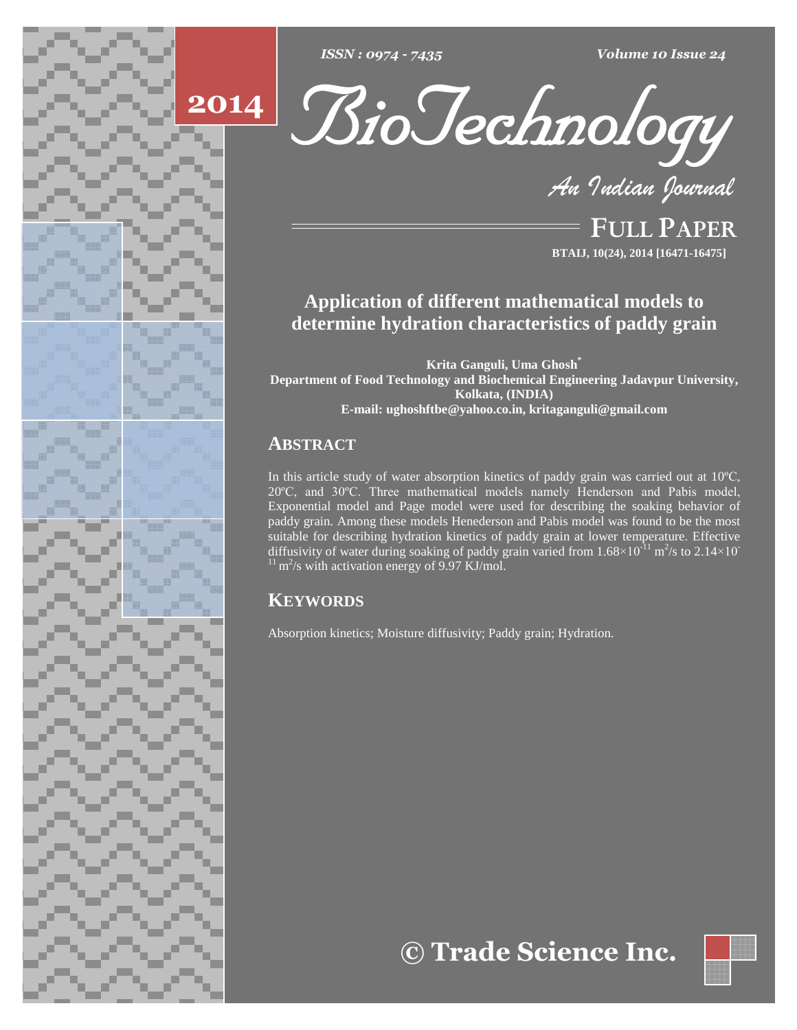# Application of different mathematical models to determine hydration characteristics of paddy grain

**Krita Ganguli, Uma Ghosh***

**Department of Food Technology and Biochemical Engineering Jadavpur University, Kolkata, (INDIA)**

**E-mail: ughoshftbe@yahoo.co.in, kritaganguli@gmail.com**

## ABSTRACT

In this article study of water absorption kinetics of paddy grain was carried out at 10ºC, 20ºC, and 30ºC. Three mathematical models namely Henderson and Pabis model, Exponential model and Page model were used for describing the soaking behavior of paddy grain. Among these models Henederson and Pabis model was found to be the most suitable for describing hydration kinetics of paddy grain at lower temperature. Effective diffusivity of water during soaking of paddy grain varied from $1.68\times10^{-11}$ $m^2/s$ to $2.14\times10^{-11}$ $m^2/s$ with activation energy of 9.97 KJ/mol.

## KEYWORDS

Absorption kinetics; Moisture diffusivity; Paddy grain; Hydration.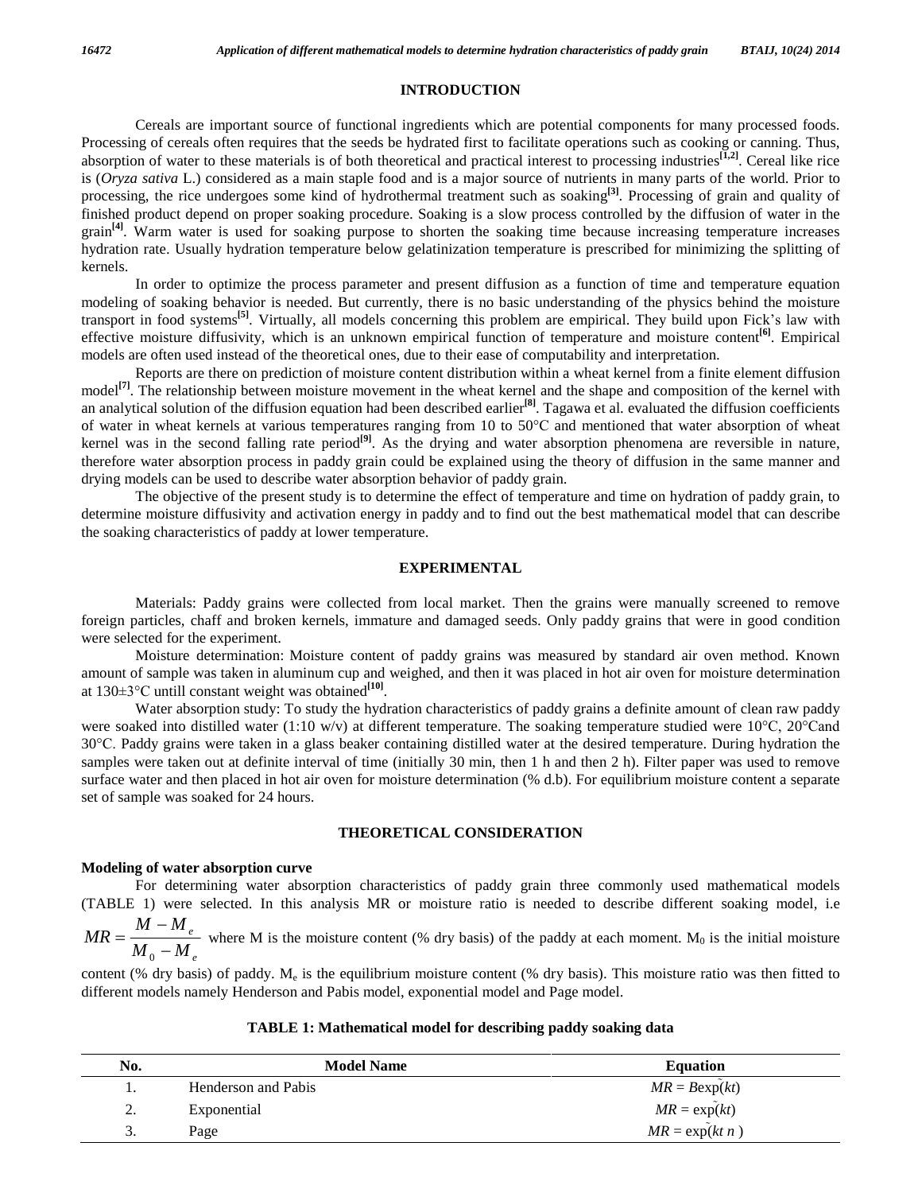## INTRODUCTION

Cereals are important source of functional ingredients which are potential components for many processed foods. Processing of cereals often requires that the seeds be hydrated first to facilitate operations such as cooking or canning. Thus, absorption of water to these materials is of both theoretical and practical interest to processing industries[1,2]. Cereal like rice is (*Oryza sativa* L.) considered as a main staple food and is a major source of nutrients in many parts of the world. Prior to processing, the rice undergoes some kind of hydrothermal treatment such as soaking[3]. Processing of grain and quality of finished product depend on proper soaking procedure. Soaking is a slow process controlled by the diffusion of water in the grain[4]. Warm water is used for soaking purpose to shorten the soaking time because increasing temperature increases hydration rate. Usually hydration temperature below gelatinization temperature is prescribed for minimizing the splitting of kernels.

In order to optimize the process parameter and present diffusion as a function of time and temperature equation modeling of soaking behavior is needed. But currently, there is no basic understanding of the physics behind the moisture transport in food systems[5]. Virtually, all models concerning this problem are empirical. They build upon Fick's law with effective moisture diffusivity, which is an unknown empirical function of temperature and moisture content[6]. Empirical models are often used instead of the theoretical ones, due to their ease of computability and interpretation.

Reports are there on prediction of moisture content distribution within a wheat kernel from a finite element diffusion model[7]. The relationship between moisture movement in the wheat kernel and the shape and composition of the kernel with an analytical solution of the diffusion equation had been described earlier[8]. Tagawa et al. evaluated the diffusion coefficients of water in wheat kernels at various temperatures ranging from 10 to 50°C and mentioned that water absorption of wheat kernel was in the second falling rate period[9]. As the drying and water absorption phenomena are reversible in nature, therefore water absorption process in paddy grain could be explained using the theory of diffusion in the same manner and drying models can be used to describe water absorption behavior of paddy grain.

The objective of the present study is to determine the effect of temperature and time on hydration of paddy grain, to determine moisture diffusivity and activation energy in paddy and to find out the best mathematical model that can describe the soaking characteristics of paddy at lower temperature.

## EXPERIMENTAL

Materials: Paddy grains were collected from local market. Then the grains were manually screened to remove foreign particles, chaff and broken kernels, immature and damaged seeds. Only paddy grains that were in good condition were selected for the experiment.

Moisture determination: Moisture content of paddy grains was measured by standard air oven method. Known amount of sample was taken in aluminum cup and weighed, and then it was placed in hot air oven for moisture determination at 130±3°C untill constant weight was obtained[10].

Water absorption study: To study the hydration characteristics of paddy grains a definite amount of clean raw paddy were soaked into distilled water (1:10 w/v) at different temperature. The soaking temperature studied were 10°C, 20°Cand 30°C. Paddy grains were taken in a glass beaker containing distilled water at the desired temperature. During hydration the samples were taken out at definite interval of time (initially 30 min, then 1 h and then 2 h). Filter paper was used to remove surface water and then placed in hot air oven for moisture determination (% d.b). For equilibrium moisture content a separate set of sample was soaked for 24 hours.

## THEORETICAL CONSIDERATION

### Modeling of water absorption curve

For determining water absorption characteristics of paddy grain three commonly used mathematical models (TABLE 1) were selected. In this analysis MR or moisture ratio is needed to describe different soaking model, i.e $MR = \frac{M - M_e}{M_0 - M_e}$ where M is the moisture content (% dry basis) of the paddy at each moment. $M_0$ is the initial moisture content (% dry basis) of paddy. $M_e$ is the equilibrium moisture content (% dry basis). This moisture ratio was then fitted to different models namely Henderson and Pabis model, exponential model and Page model.

**TABLE 1: Mathematical model for describing paddy soaking data**

| No. | Model Name | Equation |
|---|---|---|
| 1. | Henderson and Pabis | $MR = B\exp(-kt)$ |
| 2. | Exponential | $MR = \exp(-kt)$ |
| 3. | Page | $MR = \exp(-kt^n)$ |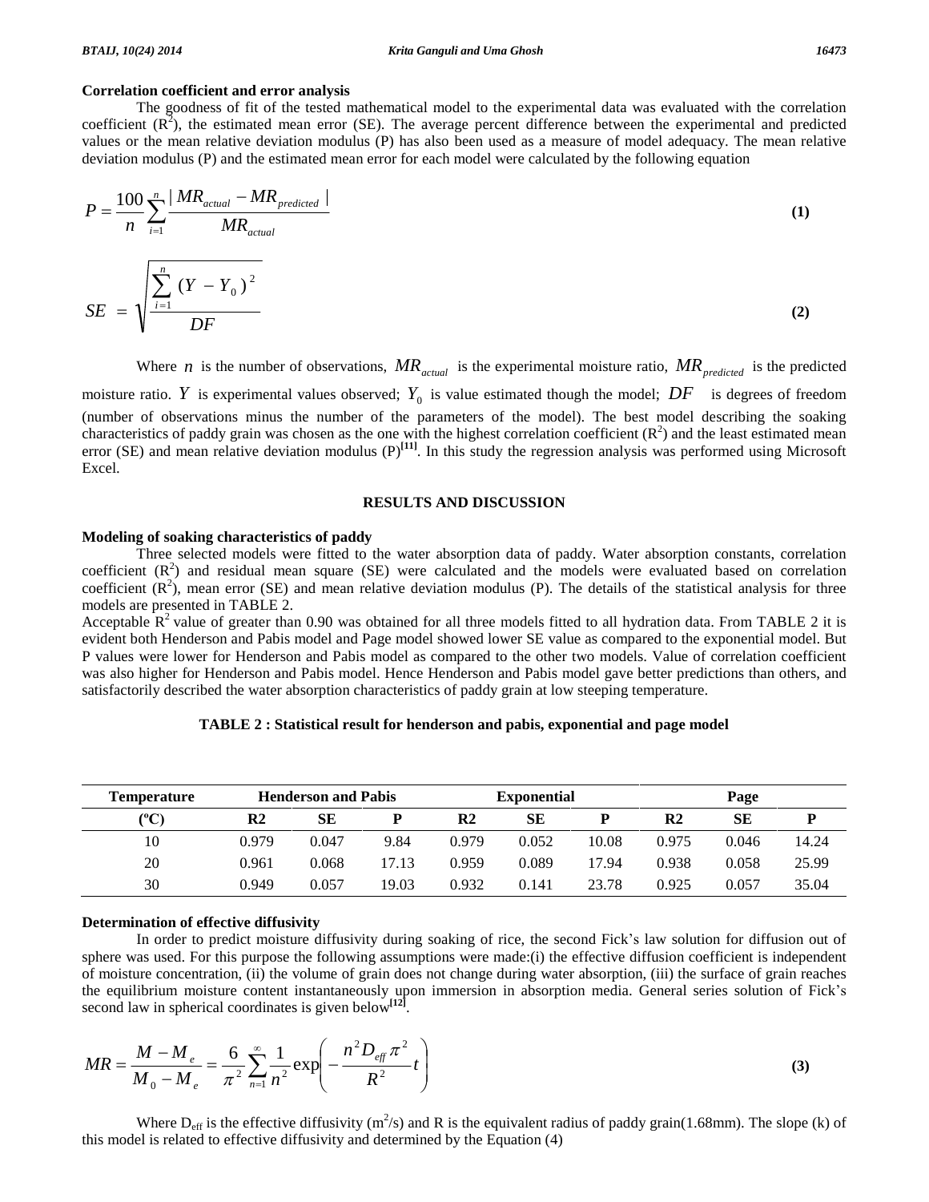**Correlation coefficient and error analysis**

The goodness of fit of the tested mathematical model to the experimental data was evaluated with the correlation coefficient ($R^2$), the estimated mean error (SE). The average percent difference between the experimental and predicted values or the mean relative deviation modulus (P) has also been used as a measure of model adequacy. The mean relative deviation modulus (P) and the estimated mean error for each model were calculated by the following equation

$$P = \frac{100}{n} \sum_{i=1}^{n} \frac{|MR_{actual} - MR_{predicted}|}{MR_{actual}} \quad (1)$$

$$SE = \sqrt{\frac{\sum_{i=1}^{n} (Y - Y_0)^2}{DF}} \quad (2)$$

Where $n$ is the number of observations, $MR_{actual}$ is the experimental moisture ratio, $MR_{predicted}$ is the predicted moisture ratio. $Y$ is experimental values observed; $Y_0$ is value estimated though the model; $DF$ is degrees of freedom (number of observations minus the number of the parameters of the model). The best model describing the soaking characteristics of paddy grain was chosen as the one with the highest correlation coefficient ($R^2$) and the least estimated mean error (SE) and mean relative deviation modulus (P)[11]. In this study the regression analysis was performed using Microsoft Excel.

## RESULTS AND DISCUSSION

**Modeling of soaking characteristics of paddy**

Three selected models were fitted to the water absorption data of paddy. Water absorption constants, correlation coefficient ($R^2$) and residual mean square (SE) were calculated and the models were evaluated based on correlation coefficient ($R^2$), mean error (SE) and mean relative deviation modulus (P). The details of the statistical analysis for three models are presented in TABLE 2.

Acceptable $R^2$ value of greater than 0.90 was obtained for all three models fitted to all hydration data. From TABLE 2 it is evident both Henderson and Pabis model and Page model showed lower SE value as compared to the exponential model. But P values were lower for Henderson and Pabis model as compared to the other two models. Value of correlation coefficient was also higher for Henderson and Pabis model. Hence Henderson and Pabis model gave better predictions than others, and satisfactorily described the water absorption characteristics of paddy grain at low steeping temperature.

**TABLE 2 : Statistical result for henderson and pabis, exponential and page model**

| Temperature | Henderson and Pabis | | | Exponential | | | Page | | |
|---|---|---|---|---|---|---|---|---|---|
| (ºC) | R2 | SE | P | R2 | SE | P | R2 | SE | P |
| 10 | 0.979 | 0.047 | 9.84 | 0.979 | 0.052 | 10.08 | 0.975 | 0.046 | 14.24 |
| 20 | 0.961 | 0.068 | 17.13 | 0.959 | 0.089 | 17.94 | 0.938 | 0.058 | 25.99 |
| 30 | 0.949 | 0.057 | 19.03 | 0.932 | 0.141 | 23.78 | 0.925 | 0.057 | 35.04 |

**Determination of effective diffusivity**

In order to predict moisture diffusivity during soaking of rice, the second Fick's law solution for diffusion out of sphere was used. For this purpose the following assumptions were made:(i) the effective diffusion coefficient is independent of moisture concentration, (ii) the volume of grain does not change during water absorption, (iii) the surface of grain reaches the equilibrium moisture content instantaneously upon immersion in absorption media. General series solution of Fick's second law in spherical coordinates is given below[12].

$$MR = \frac{M - M_e}{M_0 - M_e} = \frac{6}{\pi^2} \sum_{n=1}^{\infty} \frac{1}{n^2} \exp\left( -\frac{n^2 D_{eff} \pi^2}{R^2} t \right) \quad (3)$$

Where $D_{eff}$ is the effective diffusivity ($m^2/s$) and R is the equivalent radius of paddy grain(1.68mm). The slope (k) of this model is related to effective diffusivity and determined by the Equation (4)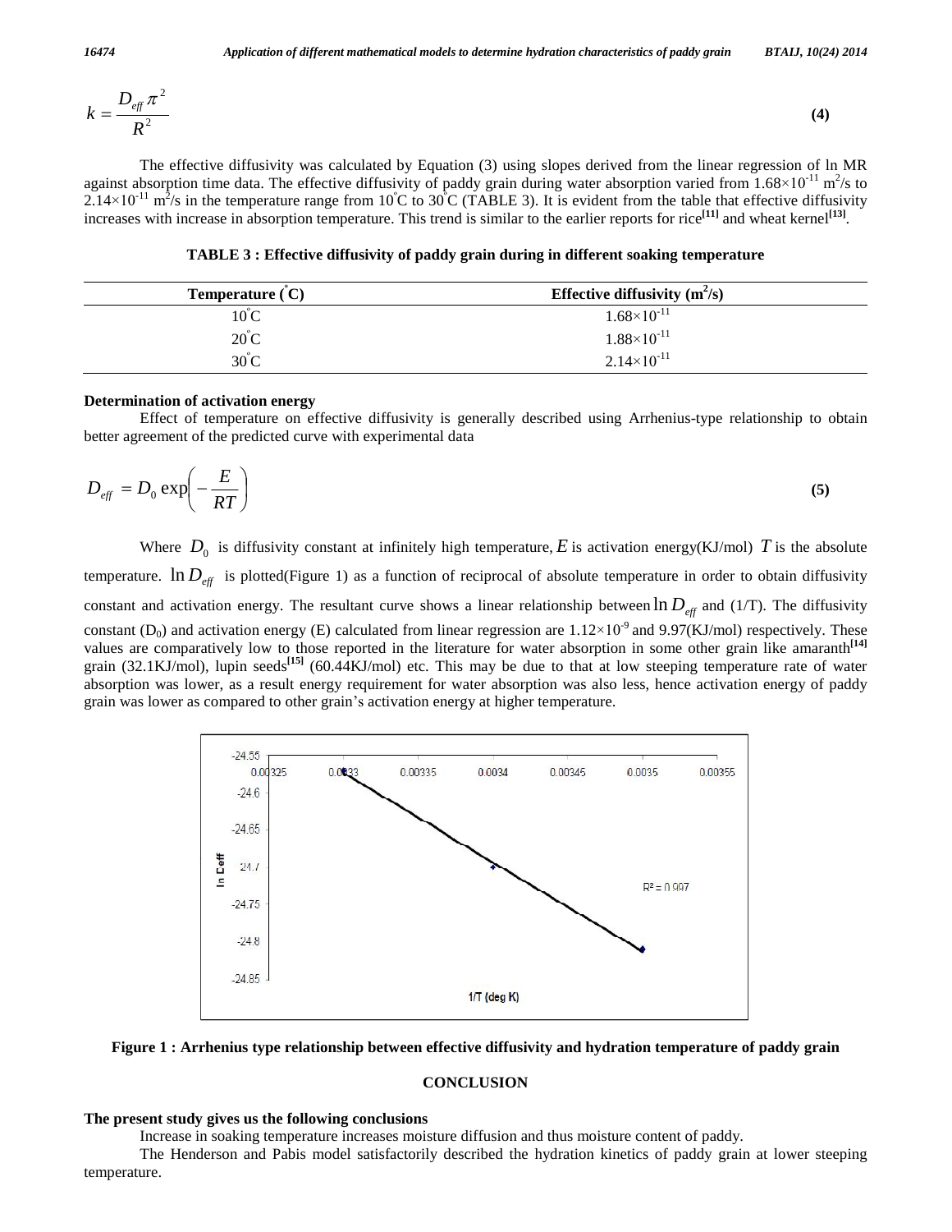$$k = \frac{D_{eff}\pi^2}{R^2} \tag{4}$$

The effective diffusivity was calculated by Equation (3) using slopes derived from the linear regression of ln MR against absorption time data. The effective diffusivity of paddy grain during water absorption varied from $1.68\times10^{-11}$ $m^2/s$ to $2.14\times10^{-11}$ $m^2/s$ in the temperature range from 10°C to 30°C (TABLE 3). It is evident from the table that effective diffusivity increases with increase in absorption temperature. This trend is similar to the earlier reports for rice[11] and wheat kernel[13].

**TABLE 3 : Effective diffusivity of paddy grain during in different soaking temperature**

| Temperature (°C) | Effective diffusivity ($m^2/s$) |
|---|---|
| 10°C | $1.68\times10^{-11}$ |
| 20°C | $1.88\times10^{-11}$ |
| 30°C | $2.14\times10^{-11}$ |

**Determination of activation energy**

Effect of temperature on effective diffusivity is generally described using Arrhenius-type relationship to obtain better agreement of the predicted curve with experimental data

$$D_{eff} = D_0 \exp\left(-\frac{E}{RT}\right) \tag{5}$$

Where $D_0$ is diffusivity constant at infinitely high temperature, $E$ is activation energy(KJ/mol) $T$ is the absolute temperature. $\ln D_{eff}$ is plotted(Figure 1) as a function of reciprocal of absolute temperature in order to obtain diffusivity constant and activation energy. The resultant curve shows a linear relationship between $\ln D_{eff}$ and (1/T). The diffusivity constant ($D_0$) and activation energy (E) calculated from linear regression are $1.12\times10^{-9}$ and 9.97(KJ/mol) respectively. These values are comparatively low to those reported in the literature for water absorption in some other grain like amaranth[14] grain (32.1KJ/mol), lupin seeds[15] (60.44KJ/mol) etc. This may be due to that at low steeping temperature rate of water absorption was lower, as a result energy requirement for water absorption was also less, hence activation energy of paddy grain was lower as compared to other grain's activation energy at higher temperature.

**Figure 1 : Arrhenius type relationship between effective diffusivity and hydration temperature of paddy grain**

## CONCLUSION

**The present study gives us the following conclusions**

Increase in soaking temperature increases moisture diffusion and thus moisture content of paddy.

The Henderson and Pabis model satisfactorily described the hydration kinetics of paddy grain at lower steeping temperature.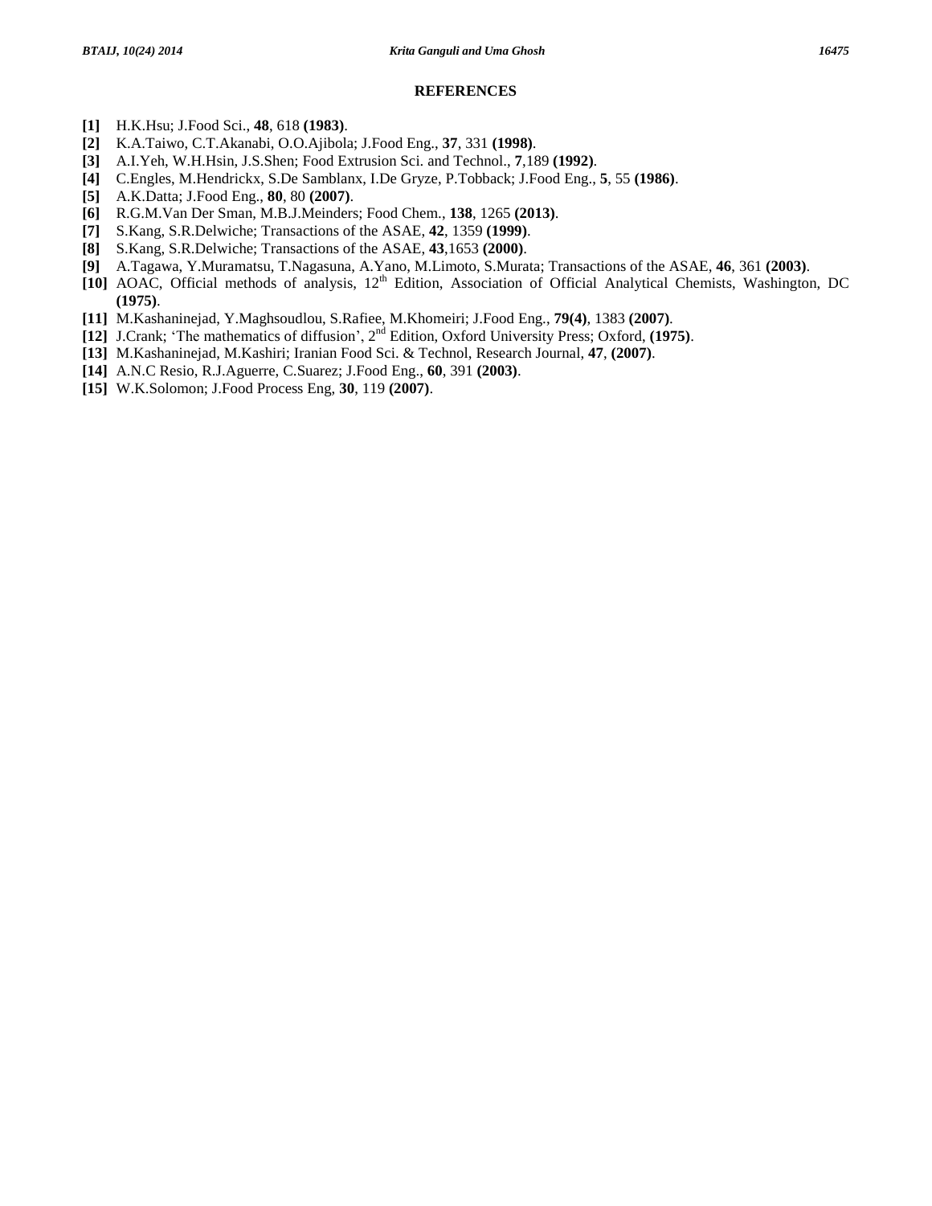## REFERENCES

**[1]** H.K.Hsu; J.Food Sci., **48**, 618 **(1983)**.

**[2]** K.A.Taiwo, C.T.Akanabi, O.O.Ajibola; J.Food Eng., **37**, 331 **(1998)**.

**[3]** A.I.Yeh, W.H.Hsin, J.S.Shen; Food Extrusion Sci. and Technol., **7**,189 **(1992)**.

**[4]** C.Engles, M.Hendrickx, S.De Samblanx, I.De Gryze, P.Tobback; J.Food Eng., **5**, 55 **(1986)**.

**[5]** A.K.Datta; J.Food Eng., **80**, 80 **(2007)**.

**[6]** R.G.M.Van Der Sman, M.B.J.Meinders; Food Chem., **138**, 1265 **(2013)**.

**[7]** S.Kang, S.R.Delwiche; Transactions of the ASAE, **42**, 1359 **(1999)**.

**[8]** S.Kang, S.R.Delwiche; Transactions of the ASAE, **43**,1653 **(2000)**.

**[9]** A.Tagawa, Y.Muramatsu, T.Nagasuna, A.Yano, M.Limoto, S.Murata; Transactions of the ASAE, **46**, 361 **(2003)**.

**[10]** AOAC, Official methods of analysis, 12th Edition, Association of Official Analytical Chemists, Washington, DC **(1975)**.

**[11]** M.Kashaninejad, Y.Maghsoudlou, S.Rafiee, M.Khomeiri; J.Food Eng., **79(4)**, 1383 **(2007)**.

**[12]** J.Crank; 'The mathematics of diffusion', 2nd Edition, Oxford University Press; Oxford, **(1975)**.

**[13]** M.Kashaninejad, M.Kashiri; Iranian Food Sci. & Technol, Research Journal, **47**, **(2007)**.

**[14]** A.N.C Resio, R.J.Aguerre, C.Suarez; J.Food Eng., **60**, 391 **(2003)**.

**[15]** W.K.Solomon; J.Food Process Eng, **30**, 119 **(2007)**.